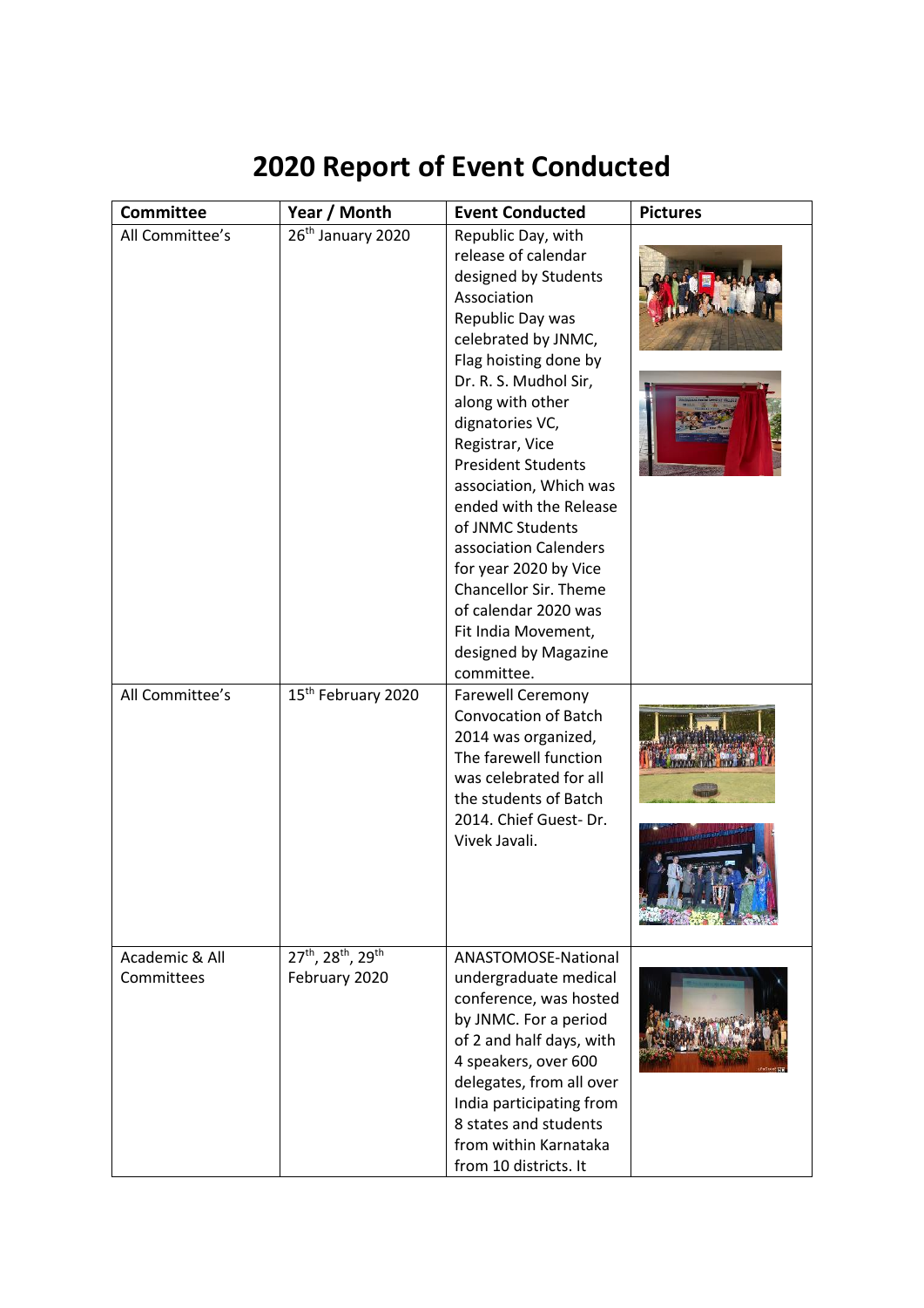# 2020 Report of Event Conducted

| Committee | Year / Month | Event Conducted | Pictures |
|---|---|---|---|
| All Committee's | 26th January 2020 | Republic Day, with release of calendar designed by Students Association Republic Day was celebrated by JNMC, Flag hoisting done by Dr. R. S. Mudhol Sir, along with other dignatories VC, Registrar, Vice President Students association, Which was ended with the Release of JNMC Students association Calenders for year 2020 by Vice Chancellor Sir. Theme of calendar 2020 was Fit India Movement, designed by Magazine committee. | |
| All Committee's | 15th February 2020 | Farewell Ceremony Convocation of Batch 2014 was organized, The farewell function was celebrated for all the students of Batch 2014. Chief Guest- Dr. Vivek Javali. | |
| Academic & All Committees | 27th, 28th, 29th February 2020 | ANASTOMOSE-National undergraduate medical conference, was hosted by JNMC. For a period of 2 and half days, with 4 speakers, over 600 delegates, from all over India participating from 8 states and students from within Karnataka from 10 districts. It | |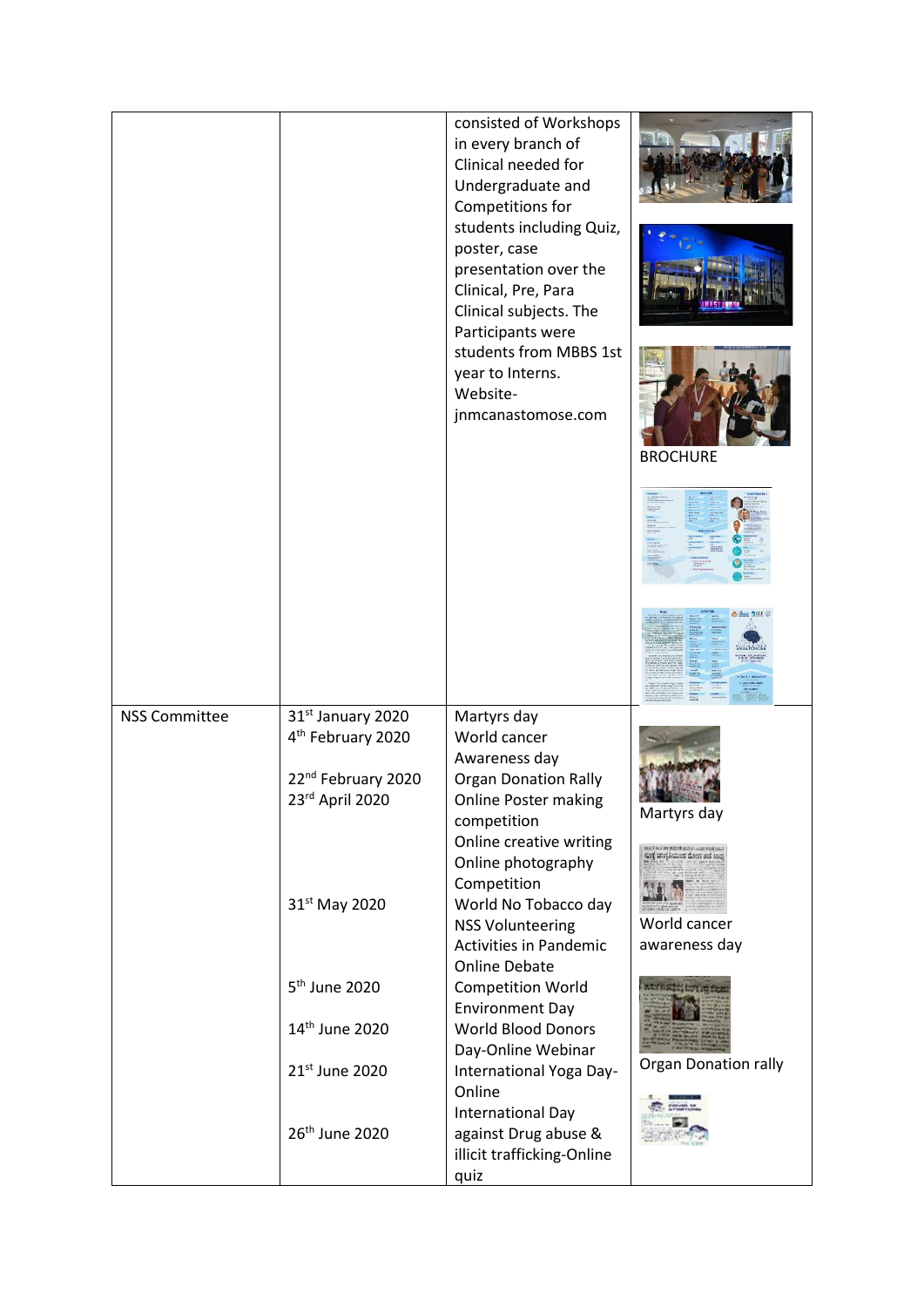|  |  |  |  |
|---|---|---|---|
|  |  | consisted of Workshops in every branch of Clinical needed for Undergraduate and Competitions for students including Quiz, poster, case presentation over the Clinical, Pre, Para Clinical subjects. The Participants were students from MBBS 1st year to Interns. Website- jnmcanastomose.com | BROCHURE |
| NSS Committee | 31st January 2020<br>4th February 2020<br><br>22nd February 2020<br>23rd April 2020<br><br><br><br><br>31st May 2020<br><br><br>5th June 2020<br><br>14th June 2020<br><br>21st June 2020<br><br>26th June 2020 | Martyrs day<br>World cancer Awareness day<br>Organ Donation Rally<br>Online Poster making competition<br>Online creative writing<br>Online photography Competition<br>World No Tobacco day<br>NSS Volunteering Activities in Pandemic<br>Online Debate Competition World Environment Day<br>World Blood Donors Day-Online Webinar<br>International Yoga Day-Online<br>International Day against Drug abuse & illicit trafficking-Online quiz | Martyrs day<br><br>World cancer awareness day<br><br>Organ Donation rally |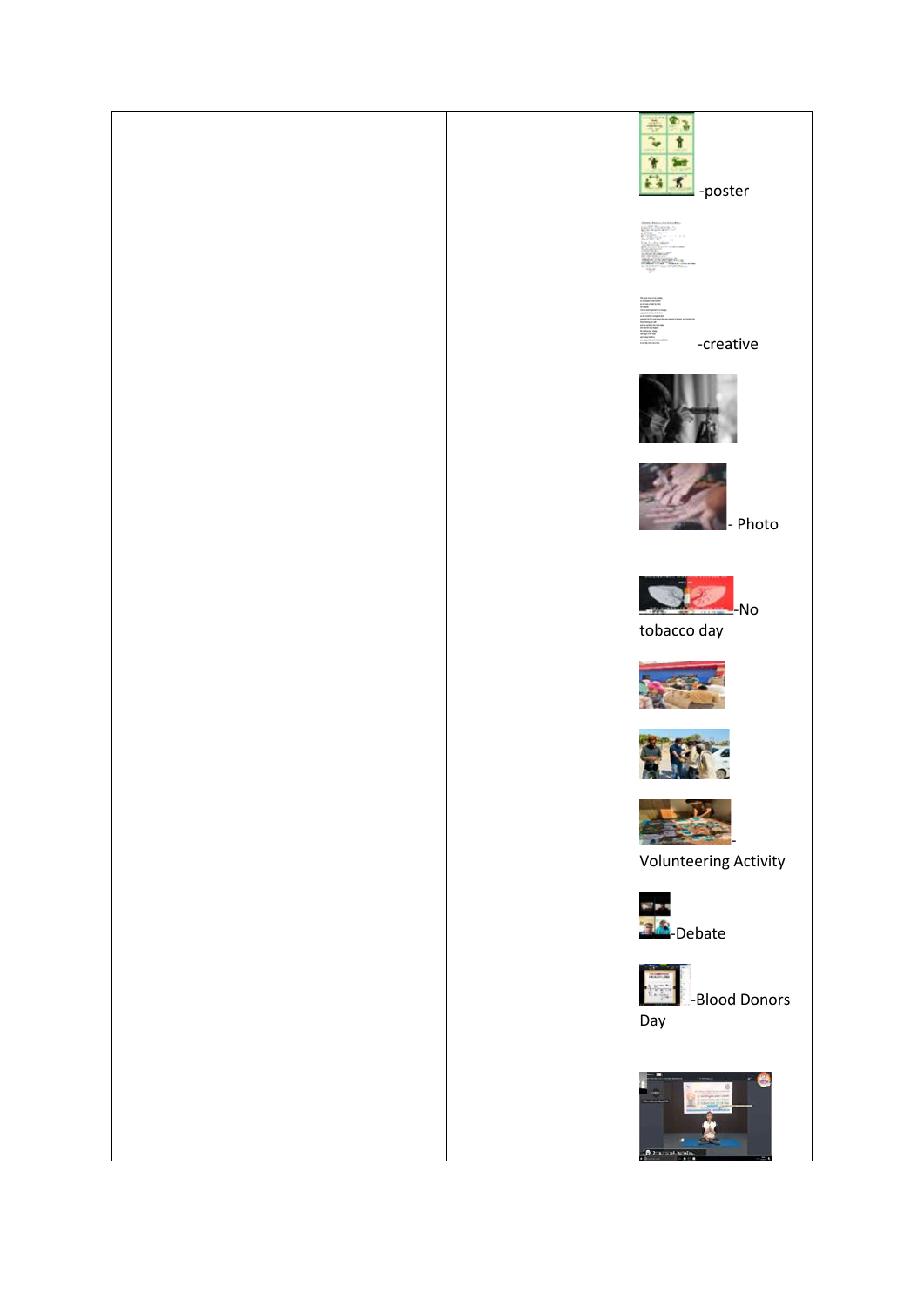| | | | |
|---|---|---|---|
| | | | -poster<br><br>-creative<br><br>- Photo<br><br>-No tobacco day<br><br>-Volunteering Activity<br><br>-Debate<br><br>-Blood Donors Day |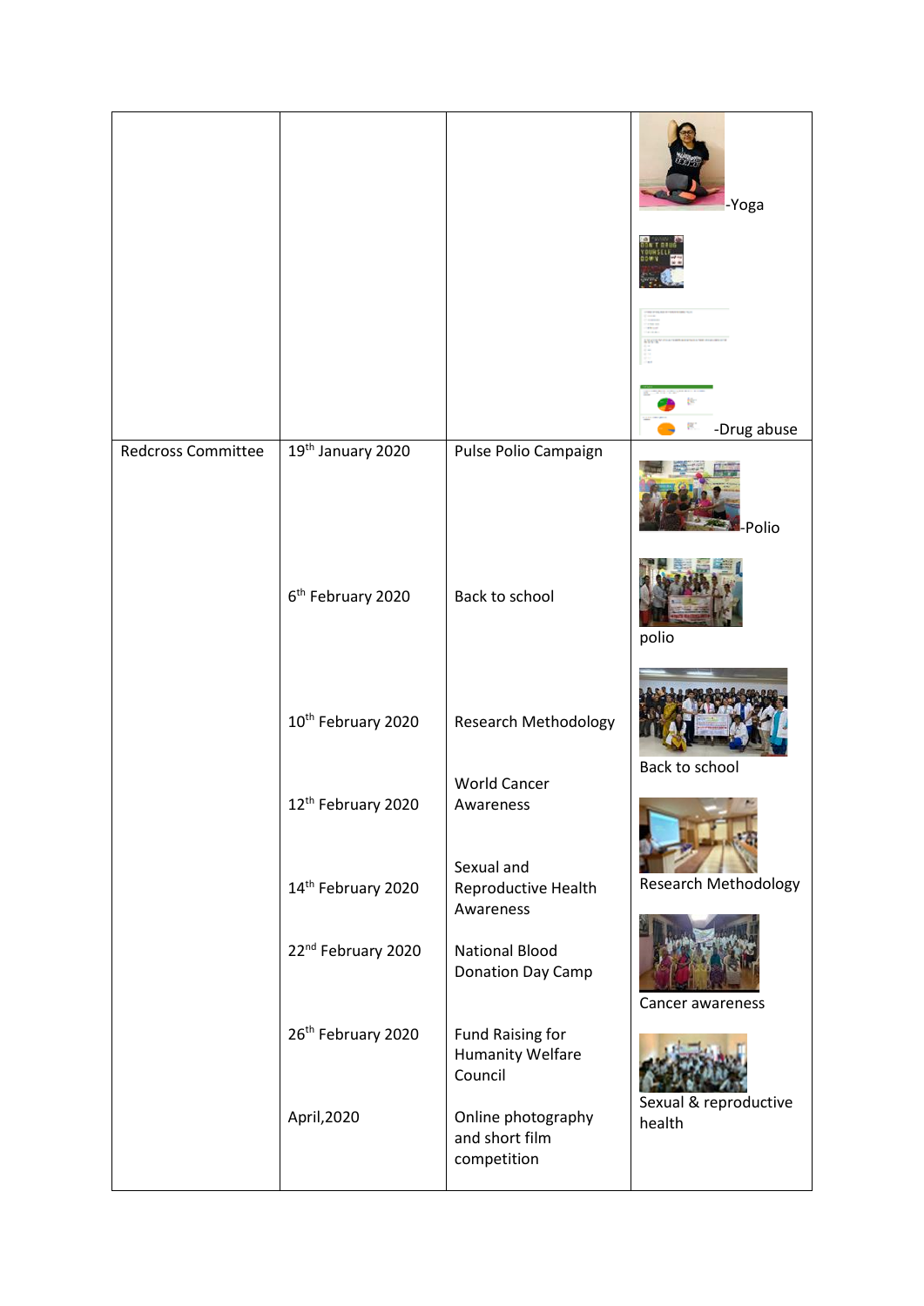|  |  |  |  |
|---|---|---|---|
|  |  |  | -Yoga<br><br>-Drug abuse |
| Redcross Committee | 19th January 2020<br><br>6th February 2020<br><br>10th February 2020<br><br>12th February 2020<br><br>14th February 2020<br><br>22nd February 2020<br><br>26th February 2020<br><br>April,2020 | Pulse Polio Campaign<br><br>Back to school<br><br>Research Methodology<br><br>World Cancer Awareness<br><br>Sexual and Reproductive Health Awareness<br><br>National Blood Donation Day Camp<br><br>Fund Raising for Humanity Welfare Council<br><br>Online photography and short film competition | -Polio<br><br>polio<br><br>Back to school<br><br>Research Methodology<br><br>Cancer awareness<br><br>Sexual & reproductive health |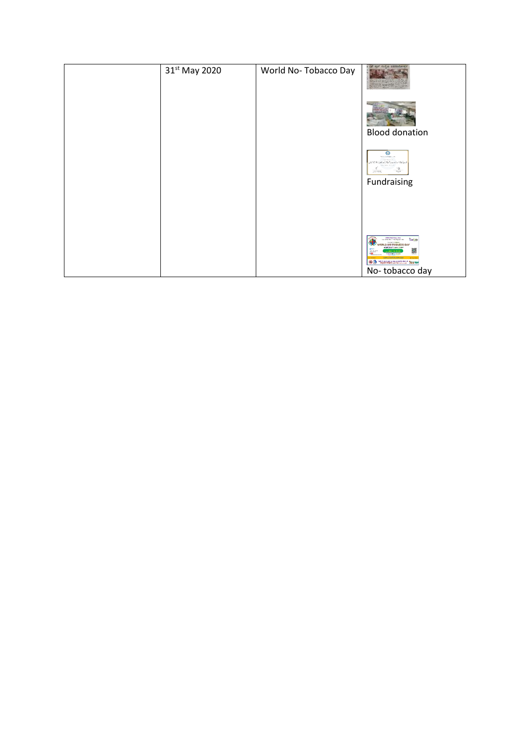| | | | |
|---|---|---|---|
| | 31st May 2020 | World No- Tobacco Day | Blood donation<br><br>Fundraising<br><br>No- tobacco day |